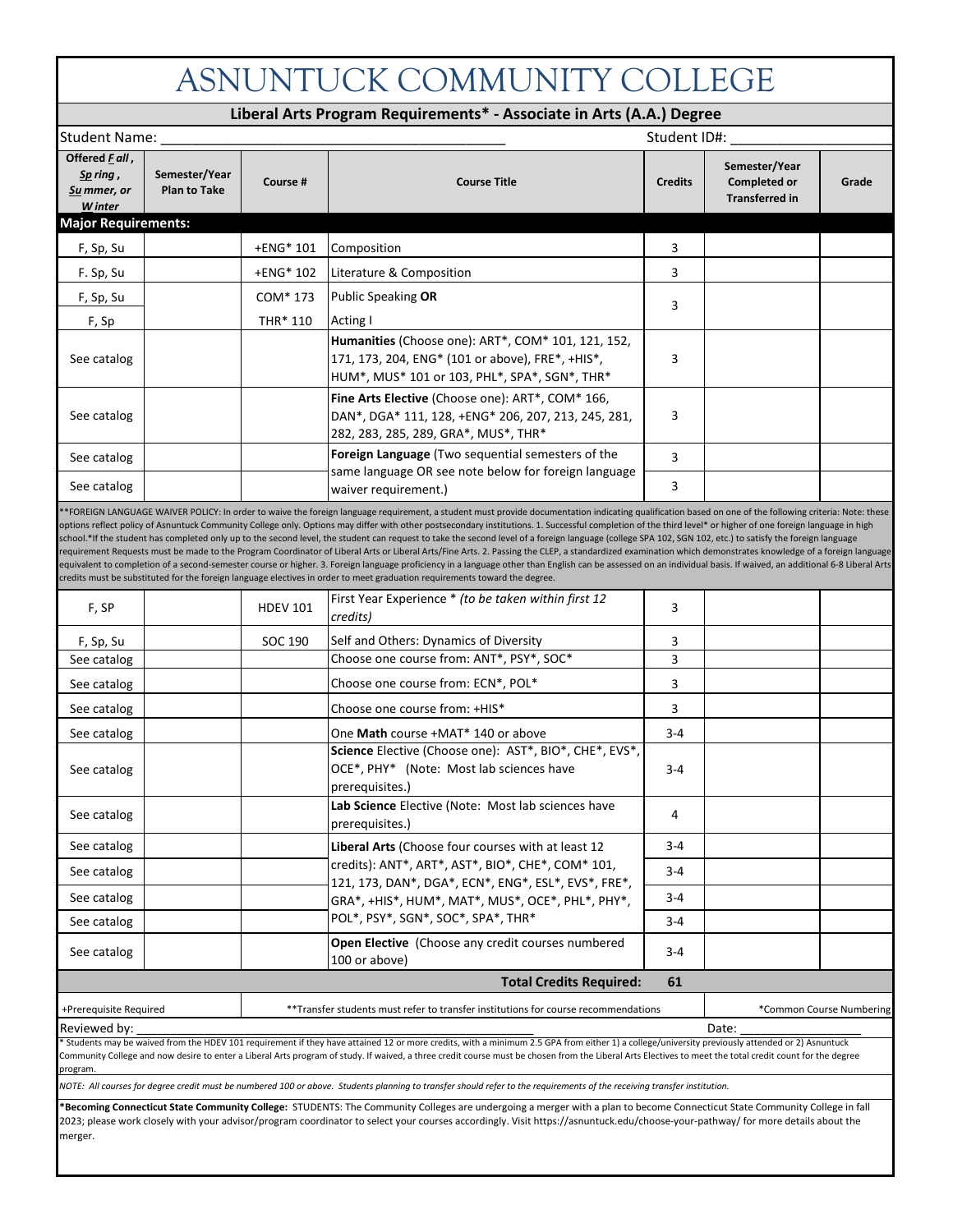# ASNUNTUCK COMMUNITY COLLEGE

## Liberal Arts Program Requirements* - Associate in Arts (A.A.) Degree

Student Name: ________________________________________ Student ID#: ____________________

| Offered *F*all, *Sp*ring, *Su*mmer, or *W*inter | Semester/Year Plan to Take | Course # | Course Title | Credits | Semester/Year Completed or Transferred in | Grade |
|---|---|---|---|---|---|---|
| **Major Requirements:** | | | | | | |
| F, Sp, Su | | +ENG* 101 | Composition | 3 | | |
| F. Sp, Su | | +ENG* 102 | Literature & Composition | 3 | | |
| F, Sp, Su | | COM* 173 | Public Speaking **OR** | 3 | | |
| F, Sp | | THR* 110 | Acting I | | | |
| See catalog | | | **Humanities** (Choose one): ART*, COM* 101, 121, 152, 171, 173, 204, ENG* (101 or above), FRE*, +HIS*, HUM*, MUS* 101 or 103, PHL*, SPA*, SGN*, THR* | 3 | | |
| See catalog | | | **Fine Arts Elective** (Choose one): ART*, COM* 166, DAN*, DGA* 111, 128, +ENG* 206, 207, 213, 245, 281, 282, 283, 285, 289, GRA*, MUS*, THR* | 3 | | |
| See catalog | | | **Foreign Language** (Two sequential semesters of the same language OR see note below for foreign language waiver requirement.) | 3 | | |
| See catalog | | | | 3 | | |

**FOREIGN LANGUAGE WAIVER POLICY: In order to waive the foreign language requirement, a student must provide documentation indicating qualification based on one of the following criteria: Note: these options reflect policy of Asnuntuck Community College only. Options may differ with other postsecondary institutions. 1. Successful completion of the third level* or higher of one foreign language in high school.*If the student has completed only up to the second level, the student can request to take the second level of a foreign language (college SPA 102, SGN 102, etc.) to satisfy the foreign language requirement Requests must be made to the Program Coordinator of Liberal Arts or Liberal Arts/Fine Arts. 2. Passing the CLEP, a standardized examination which demonstrates knowledge of a foreign language equivalent to completion of a second-semester course or higher. 3. Foreign language proficiency in a language other than English can be assessed on an individual basis. If waived, an additional 6-8 Liberal Arts credits must be substituted for the foreign language electives in order to meet graduation requirements toward the degree.

| Offered | Semester/Year Plan to Take | Course # | Course Title | Credits | Semester/Year Completed or Transferred in | Grade |
|---|---|---|---|---|---|---|
| F, SP | | HDEV 101 | First Year Experience * *(to be taken within first 12 credits)* | 3 | | |
| F, Sp, Su | | SOC 190 | Self and Others: Dynamics of Diversity | 3 | | |
| See catalog | | | Choose one course from: ANT*, PSY*, SOC* | 3 | | |
| See catalog | | | Choose one course from: ECN*, POL* | 3 | | |
| See catalog | | | Choose one course from: +HIS* | 3 | | |
| See catalog | | | One **Math** course +MAT* 140 or above | 3-4 | | |
| See catalog | | | **Science** Elective (Choose one): AST*, BIO*, CHE*, EVS*, OCE*, PHY* (Note: Most lab sciences have prerequisites.) | 3-4 | | |
| See catalog | | | **Lab Science** Elective (Note: Most lab sciences have prerequisites.) | 4 | | |
| See catalog | | | **Liberal Arts** (Choose four courses with at least 12 credits): ANT*, ART*, AST*, BIO*, CHE*, COM* 101, 121, 173, DAN*, DGA*, ECN*, ENG*, ESL*, EVS*, FRE*, GRA*, +HIS*, HUM*, MAT*, MUS*, OCE*, PHL*, PHY*, POL*, PSY*, SGN*, SOC*, SPA*, THR* | 3-4 | | |
| See catalog | | | | 3-4 | | |
| See catalog | | | | 3-4 | | |
| See catalog | | | | 3-4 | | |
| See catalog | | | **Open Elective** (Choose any credit courses numbered 100 or above) | 3-4 | | |
| | | | **Total Credits Required:** | **61** | | |

+Prerequisite Required | **Transfer students must refer to transfer institutions for course recommendations | *Common Course Numbering

Reviewed by: ____________________________________________ Date: ________________

* Students may be waived from the HDEV 101 requirement if they have attained 12 or more credits, with a minimum 2.5 GPA from either 1) a college/university previously attended or 2) Asnuntuck Community College and now desire to enter a Liberal Arts program of study. If waived, a three credit course must be chosen from the Liberal Arts Electives to meet the total credit count for the degree program.

*NOTE: All courses for degree credit must be numbered 100 or above. Students planning to transfer should refer to the requirements of the receiving transfer institution.*

***Becoming Connecticut State Community College:** STUDENTS: The Community Colleges are undergoing a merger with a plan to become Connecticut State Community College in fall 2023; please work closely with your advisor/program coordinator to select your courses accordingly. Visit https://asnuntuck.edu/choose-your-pathway/ for more details about the merger.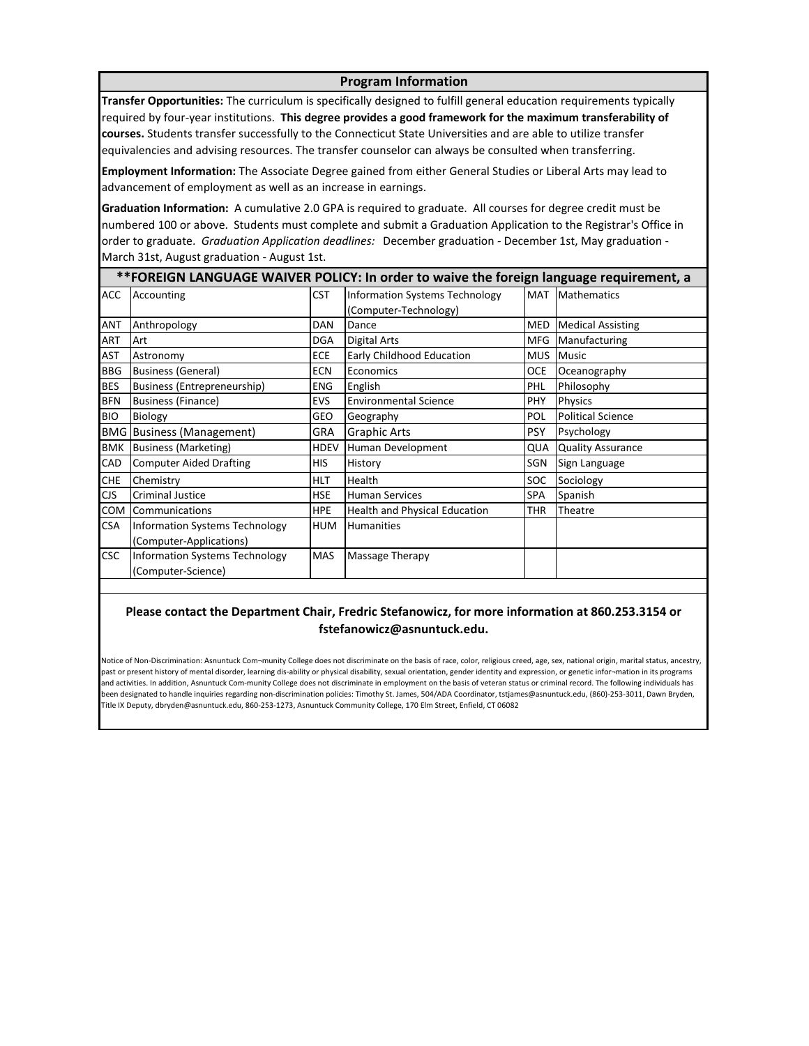## Program Information

**Transfer Opportunities:** The curriculum is specifically designed to fulfill general education requirements typically required by four-year institutions. **This degree provides a good framework for the maximum transferability of courses.** Students transfer successfully to the Connecticut State Universities and are able to utilize transfer equivalencies and advising resources. The transfer counselor can always be consulted when transferring.

**Employment Information:** The Associate Degree gained from either General Studies or Liberal Arts may lead to advancement of employment as well as an increase in earnings.

**Graduation Information:** A cumulative 2.0 GPA is required to graduate. All courses for degree credit must be numbered 100 or above. Students must complete and submit a Graduation Application to the Registrar's Office in order to graduate. *Graduation Application deadlines:* December graduation - December 1st, May graduation - March 31st, August graduation - August 1st.

**\*\*FOREIGN LANGUAGE WAIVER POLICY: In order to waive the foreign language requirement, a**

| | | | | | |
|---|---|---|---|---|---|
| ACC | Accounting | CST | Information Systems Technology (Computer-Technology) | MAT | Mathematics |
| ANT | Anthropology | DAN | Dance | MED | Medical Assisting |
| ART | Art | DGA | Digital Arts | MFG | Manufacturing |
| AST | Astronomy | ECE | Early Childhood Education | MUS | Music |
| BBG | Business (General) | ECN | Economics | OCE | Oceanography |
| BES | Business (Entrepreneurship) | ENG | English | PHL | Philosophy |
| BFN | Business (Finance) | EVS | Environmental Science | PHY | Physics |
| BIO | Biology | GEO | Geography | POL | Political Science |
| BMG | Business (Management) | GRA | Graphic Arts | PSY | Psychology |
| BMK | Business (Marketing) | HDEV | Human Development | QUA | Quality Assurance |
| CAD | Computer Aided Drafting | HIS | History | SGN | Sign Language |
| CHE | Chemistry | HLT | Health | SOC | Sociology |
| CJS | Criminal Justice | HSE | Human Services | SPA | Spanish |
| COM | Communications | HPE | Health and Physical Education | THR | Theatre |
| CSA | Information Systems Technology (Computer-Applications) | HUM | Humanities | | |
| CSC | Information Systems Technology (Computer-Science) | MAS | Massage Therapy | | |

**Please contact the Department Chair, Fredric Stefanowicz, for more information at 860.253.3154 or fstefanowicz@asnuntuck.edu.**

Notice of Non-Discrimination: Asnuntuck Com¬munity College does not discriminate on the basis of race, color, religious creed, age, sex, national origin, marital status, ancestry, past or present history of mental disorder, learning dis-ability or physical disability, sexual orientation, gender identity and expression, or genetic infor¬mation in its programs and activities. In addition, Asnuntuck Com-munity College does not discriminate in employment on the basis of veteran status or criminal record. The following individuals has been designated to handle inquiries regarding non-discrimination policies: Timothy St. James, 504/ADA Coordinator, tstjames@asnuntuck.edu, (860)-253-3011, Dawn Bryden, Title IX Deputy, dbryden@asnuntuck.edu, 860-253-1273, Asnuntuck Community College, 170 Elm Street, Enfield, CT 06082